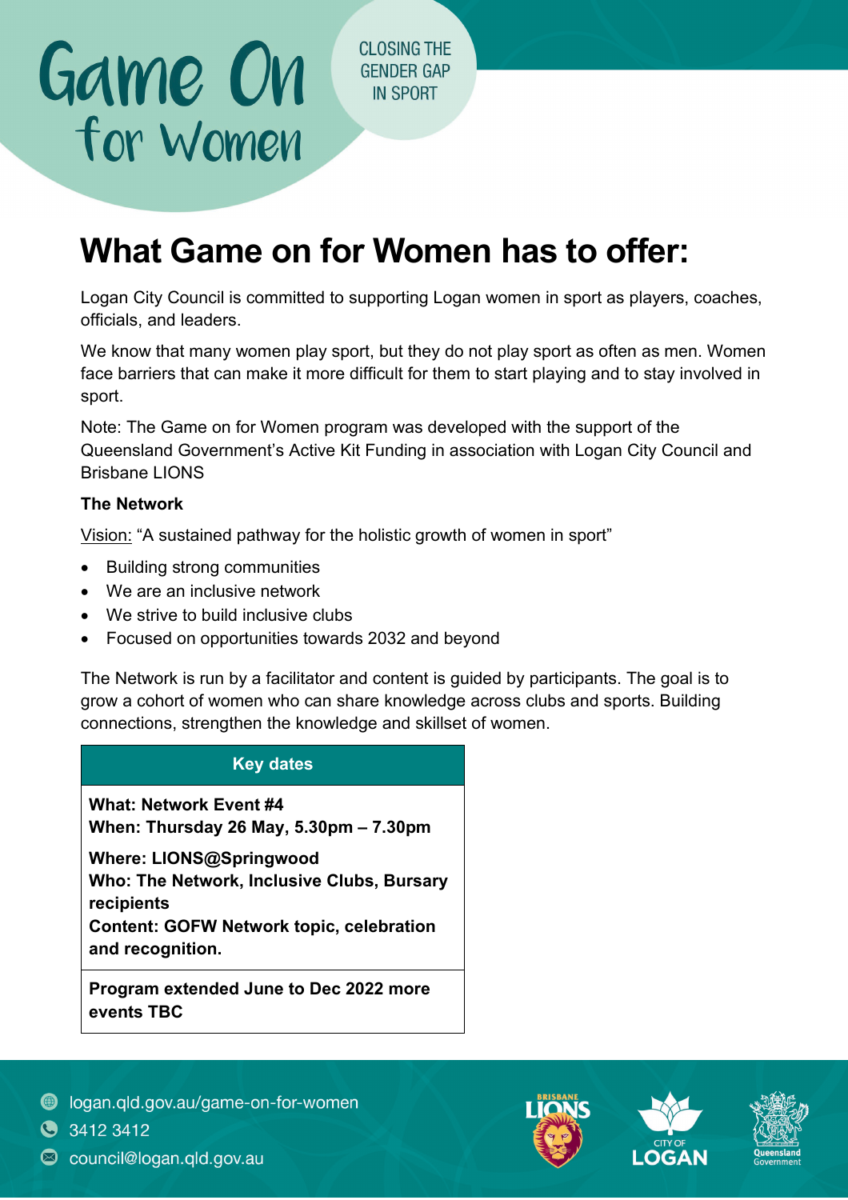# Game On for Women

CLOSING THE GENDER GAP IN SPORT

## What Game on for Women has to offer:

Logan City Council is committed to supporting Logan women in sport as players, coaches, officials, and leaders.

We know that many women play sport, but they do not play sport as often as men. Women face barriers that can make it more difficult for them to start playing and to stay involved in sport.

Note: The Game on for Women program was developed with the support of the Queensland Government's Active Kit Funding in association with Logan City Council and Brisbane LIONS

**The Network**

Vision: "A sustained pathway for the holistic growth of women in sport"

- Building strong communities
- We are an inclusive network
- We strive to build inclusive clubs
- Focused on opportunities towards 2032 and beyond

The Network is run by a facilitator and content is guided by participants. The goal is to grow a cohort of women who can share knowledge across clubs and sports. Building connections, strengthen the knowledge and skillset of women.

| Key dates |
| --- |
| **What: Network Event #4**<br>**When: Thursday 26 May, 5.30pm – 7.30pm**<br>**Where: LIONS@Springwood**<br>**Who: The Network, Inclusive Clubs, Bursary recipients**<br>**Content: GOFW Network topic, celebration and recognition.** |
| **Program extended June to Dec 2022 more events TBC** |

logan.qld.gov.au/game-on-for-women
3412 3412
council@logan.qld.gov.au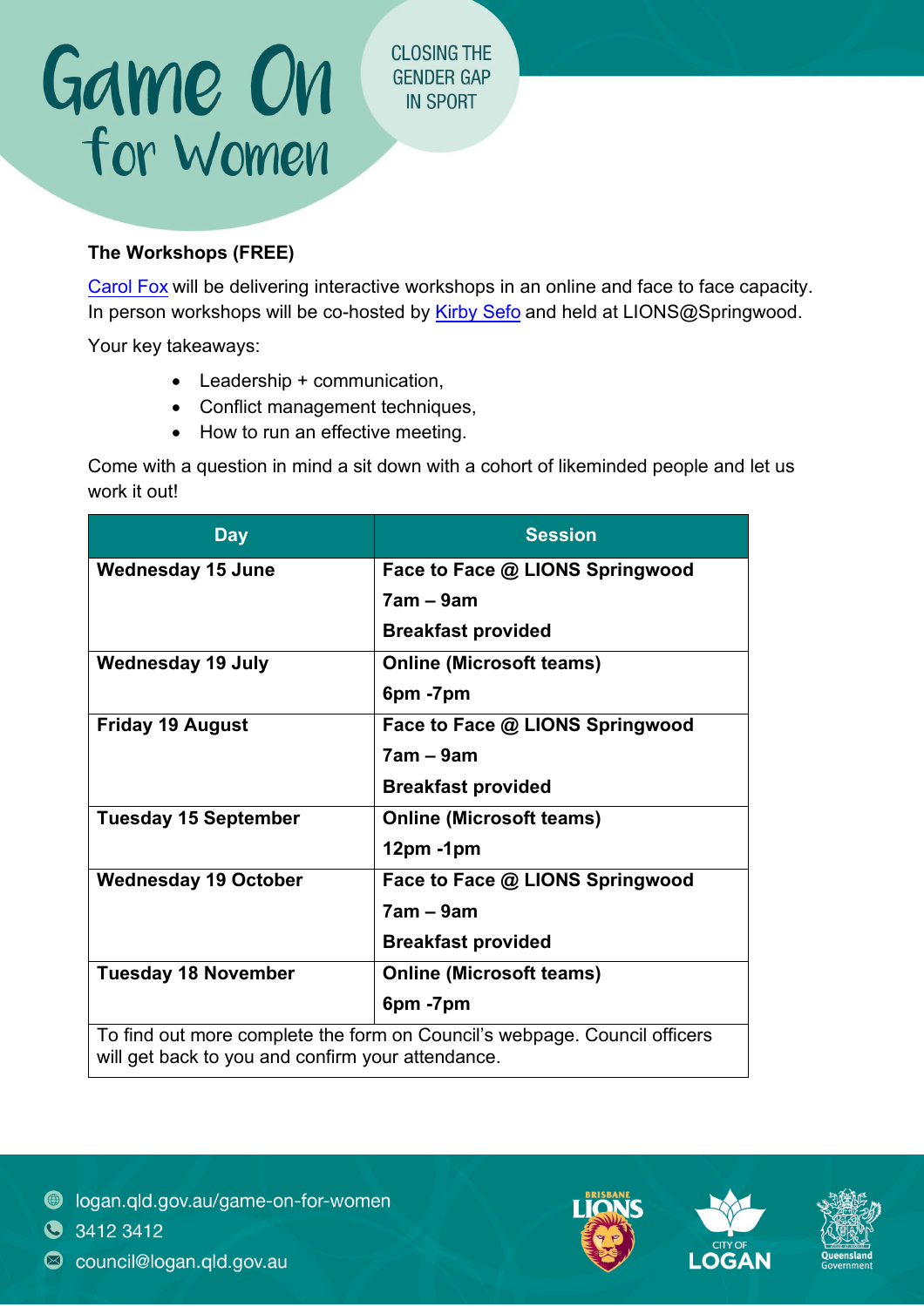# Game On for Women

CLOSING THE GENDER GAP IN SPORT

## The Workshops (FREE)

Carol Fox will be delivering interactive workshops in an online and face to face capacity. In person workshops will be co-hosted by Kirby Sefo and held at LIONS@Springwood.

Your key takeaways:

- Leadership + communication,
- Conflict management techniques,
- How to run an effective meeting.

Come with a question in mind a sit down with a cohort of likeminded people and let us work it out!

| Day | Session |
|---|---|
| **Wednesday 15 June** | **Face to Face @ LIONS Springwood**<br>**7am – 9am**<br>**Breakfast provided** |
| **Wednesday 19 July** | **Online (Microsoft teams)**<br>**6pm -7pm** |
| **Friday 19 August** | **Face to Face @ LIONS Springwood**<br>**7am – 9am**<br>**Breakfast provided** |
| **Tuesday 15 September** | **Online (Microsoft teams)**<br>**12pm -1pm** |
| **Wednesday 19 October** | **Face to Face @ LIONS Springwood**<br>**7am – 9am**<br>**Breakfast provided** |
| **Tuesday 18 November** | **Online (Microsoft teams)**<br>**6pm -7pm** |
| To find out more complete the form on Council's webpage. Council officers will get back to you and confirm your attendance. | |

logan.qld.gov.au/game-on-for-women

3412 3412

council@logan.qld.gov.au